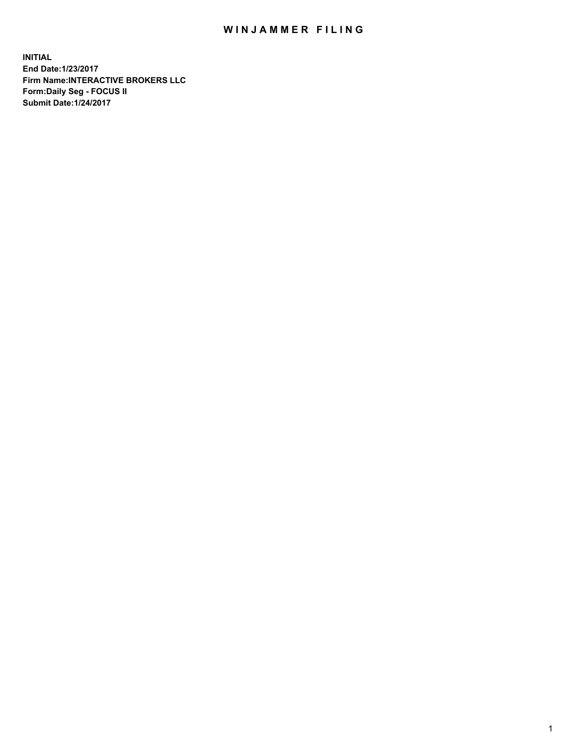# WINJAMMER FILING

**INITIAL**
**End Date:1/23/2017**
**Firm Name:INTERACTIVE BROKERS LLC**
**Form:Daily Seg - FOCUS II**
**Submit Date:1/24/2017**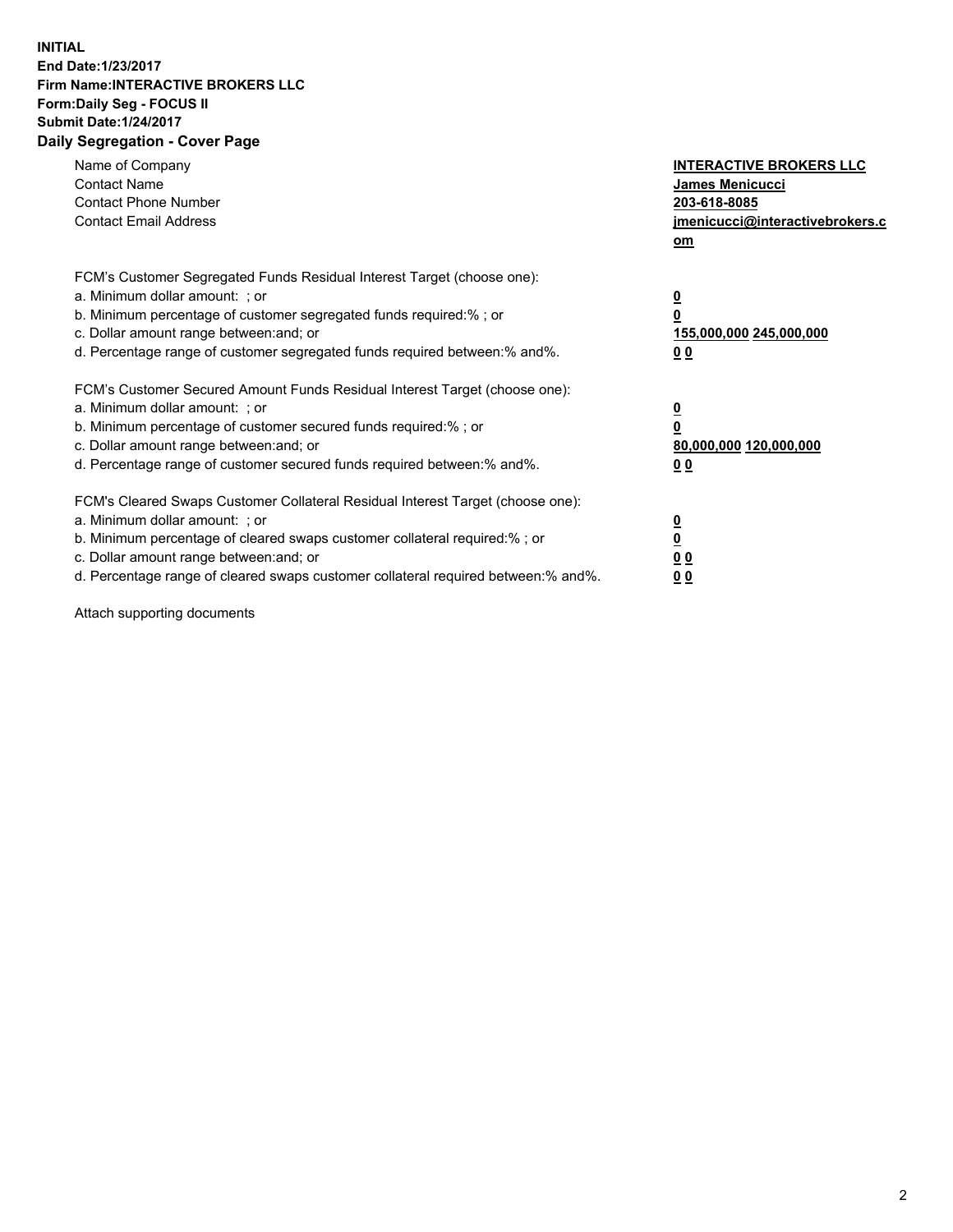**INITIAL**
**End Date:1/23/2017**
**Firm Name:INTERACTIVE BROKERS LLC**
**Form:Daily Seg - FOCUS II**
**Submit Date:1/24/2017**

## Daily Segregation - Cover Page

| | |
|---|---|
| Name of Company | **INTERACTIVE BROKERS LLC** |
| Contact Name | **James Menicucci** |
| Contact Phone Number | **203-618-8085** |
| Contact Email Address | **jmenicucci@interactivebrokers.com** |

FCM's Customer Segregated Funds Residual Interest Target (choose one):

| | |
|---|---|
| a. Minimum dollar amount: ; or | **0** |
| b. Minimum percentage of customer segregated funds required:% ; or | **0** |
| c. Dollar amount range between:and; or | **155,000,000 245,000,000** |
| d. Percentage range of customer segregated funds required between:% and%. | **0 0** |

FCM's Customer Secured Amount Funds Residual Interest Target (choose one):

| | |
|---|---|
| a. Minimum dollar amount: ; or | **0** |
| b. Minimum percentage of customer secured funds required:% ; or | **0** |
| c. Dollar amount range between:and; or | **80,000,000 120,000,000** |
| d. Percentage range of customer secured funds required between:% and%. | **0 0** |

FCM's Cleared Swaps Customer Collateral Residual Interest Target (choose one):

| | |
|---|---|
| a. Minimum dollar amount: ; or | **0** |
| b. Minimum percentage of cleared swaps customer collateral required:% ; or | **0** |
| c. Dollar amount range between:and; or | **0 0** |
| d. Percentage range of cleared swaps customer collateral required between:% and%. | **0 0** |

Attach supporting documents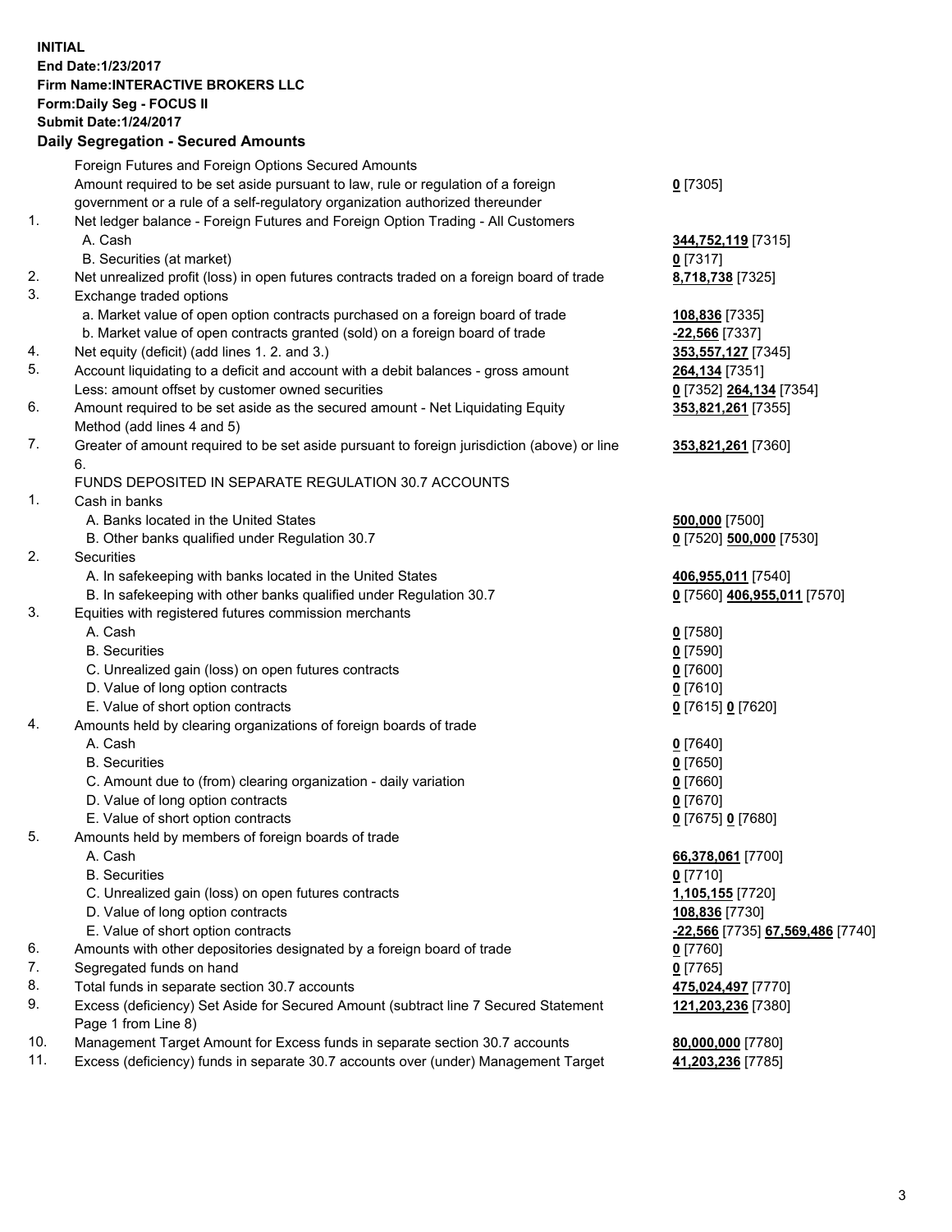**INITIAL**
**End Date:1/23/2017**
**Firm Name:INTERACTIVE BROKERS LLC**
**Form:Daily Seg - FOCUS II**
**Submit Date:1/24/2017**
**Daily Segregation - Secured Amounts**

| | | |
|---|---|---|
| | Foreign Futures and Foreign Options Secured Amounts | |
| | Amount required to be set aside pursuant to law, rule or regulation of a foreign government or a rule of a self-regulatory organization authorized thereunder | **0** [7305] |
| 1. | Net ledger balance - Foreign Futures and Foreign Option Trading - All Customers | |
| | A. Cash | **344,752,119** [7315] |
| | B. Securities (at market) | **0** [7317] |
| 2. | Net unrealized profit (loss) in open futures contracts traded on a foreign board of trade | **8,718,738** [7325] |
| 3. | Exchange traded options | |
| | a. Market value of open option contracts purchased on a foreign board of trade | **108,836** [7335] |
| | b. Market value of open contracts granted (sold) on a foreign board of trade | **-22,566** [7337] |
| 4. | Net equity (deficit) (add lines 1. 2. and 3.) | **353,557,127** [7345] |
| 5. | Account liquidating to a deficit and account with a debit balances - gross amount | **264,134** [7351] |
| | Less: amount offset by customer owned securities | **0** [7352] **264,134** [7354] |
| 6. | Amount required to be set aside as the secured amount - Net Liquidating Equity Method (add lines 4 and 5) | **353,821,261** [7355] |
| 7. | Greater of amount required to be set aside pursuant to foreign jurisdiction (above) or line 6. | **353,821,261** [7360] |
| | FUNDS DEPOSITED IN SEPARATE REGULATION 30.7 ACCOUNTS | |
| 1. | Cash in banks | |
| | A. Banks located in the United States | **500,000** [7500] |
| | B. Other banks qualified under Regulation 30.7 | **0** [7520] **500,000** [7530] |
| 2. | Securities | |
| | A. In safekeeping with banks located in the United States | **406,955,011** [7540] |
| | B. In safekeeping with other banks qualified under Regulation 30.7 | **0** [7560] **406,955,011** [7570] |
| 3. | Equities with registered futures commission merchants | |
| | A. Cash | **0** [7580] |
| | B. Securities | **0** [7590] |
| | C. Unrealized gain (loss) on open futures contracts | **0** [7600] |
| | D. Value of long option contracts | **0** [7610] |
| | E. Value of short option contracts | **0** [7615] **0** [7620] |
| 4. | Amounts held by clearing organizations of foreign boards of trade | |
| | A. Cash | **0** [7640] |
| | B. Securities | **0** [7650] |
| | C. Amount due to (from) clearing organization - daily variation | **0** [7660] |
| | D. Value of long option contracts | **0** [7670] |
| | E. Value of short option contracts | **0** [7675] **0** [7680] |
| 5. | Amounts held by members of foreign boards of trade | |
| | A. Cash | **66,378,061** [7700] |
| | B. Securities | **0** [7710] |
| | C. Unrealized gain (loss) on open futures contracts | **1,105,155** [7720] |
| | D. Value of long option contracts | **108,836** [7730] |
| | E. Value of short option contracts | **-22,566** [7735] **67,569,486** [7740] |
| 6. | Amounts with other depositories designated by a foreign board of trade | **0** [7760] |
| 7. | Segregated funds on hand | **0** [7765] |
| 8. | Total funds in separate section 30.7 accounts | **475,024,497** [7770] |
| 9. | Excess (deficiency) Set Aside for Secured Amount (subtract line 7 Secured Statement Page 1 from Line 8) | **121,203,236** [7380] |
| 10. | Management Target Amount for Excess funds in separate section 30.7 accounts | **80,000,000** [7780] |
| 11. | Excess (deficiency) funds in separate 30.7 accounts over (under) Management Target | **41,203,236** [7785] |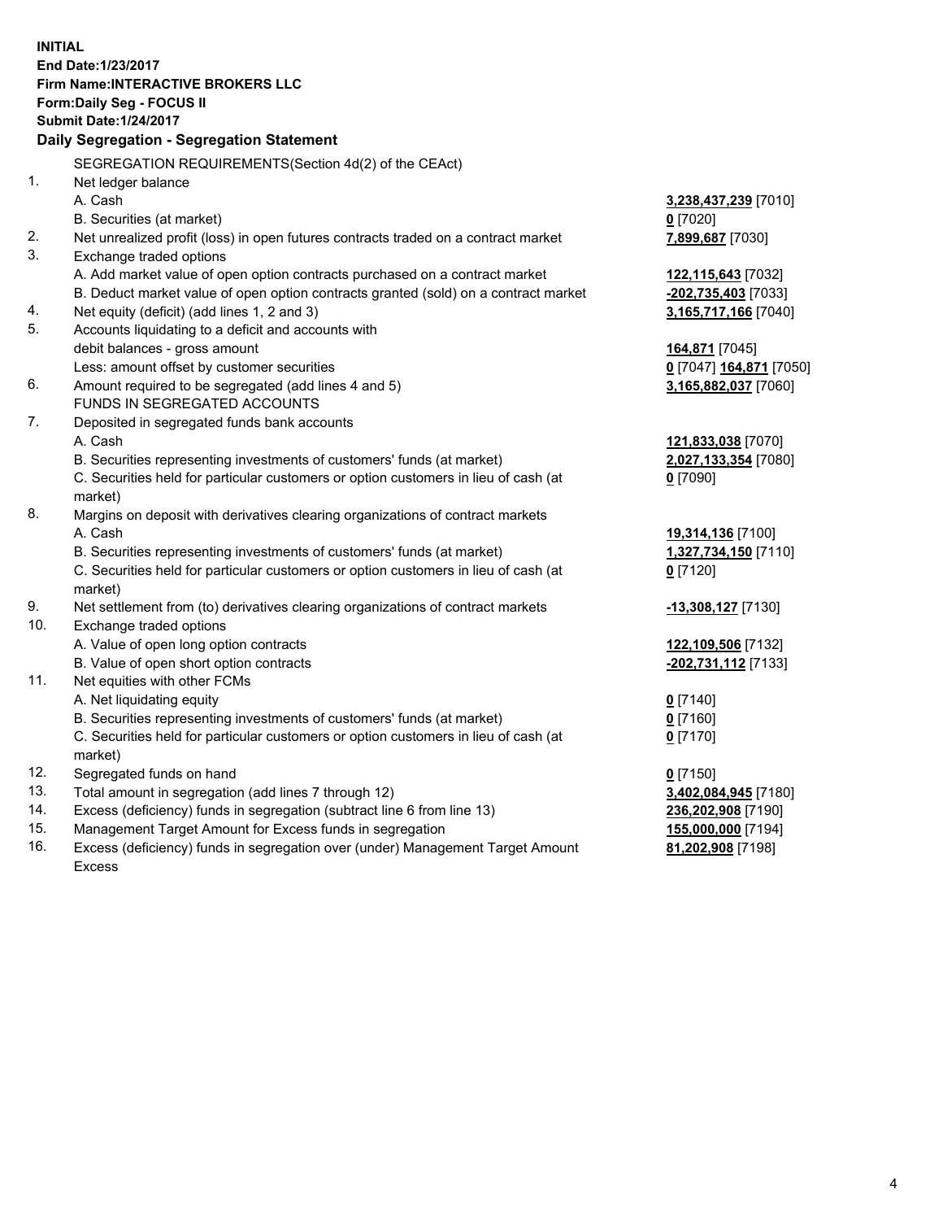**INITIAL**
**End Date:1/23/2017**
**Firm Name:INTERACTIVE BROKERS LLC**
**Form:Daily Seg - FOCUS II**
**Submit Date:1/24/2017**

## Daily Segregation - Segregation Statement

SEGREGATION REQUIREMENTS(Section 4d(2) of the CEAct)

| | | |
|---|---|---|
| 1. | Net ledger balance | |
| | A. Cash | **3,238,437,239** [7010] |
| | B. Securities (at market) | **0** [7020] |
| 2. | Net unrealized profit (loss) in open futures contracts traded on a contract market | **7,899,687** [7030] |
| 3. | Exchange traded options | |
| | A. Add market value of open option contracts purchased on a contract market | **122,115,643** [7032] |
| | B. Deduct market value of open option contracts granted (sold) on a contract market | **-202,735,403** [7033] |
| 4. | Net equity (deficit) (add lines 1, 2 and 3) | **3,165,717,166** [7040] |
| 5. | Accounts liquidating to a deficit and accounts with | |
| | debit balances - gross amount | **164,871** [7045] |
| | Less: amount offset by customer securities | **0** [7047] **164,871** [7050] |
| 6. | Amount required to be segregated (add lines 4 and 5) | **3,165,882,037** [7060] |
| | FUNDS IN SEGREGATED ACCOUNTS | |
| 7. | Deposited in segregated funds bank accounts | |
| | A. Cash | **121,833,038** [7070] |
| | B. Securities representing investments of customers' funds (at market) | **2,027,133,354** [7080] |
| | C. Securities held for particular customers or option customers in lieu of cash (at market) | **0** [7090] |
| 8. | Margins on deposit with derivatives clearing organizations of contract markets | |
| | A. Cash | **19,314,136** [7100] |
| | B. Securities representing investments of customers' funds (at market) | **1,327,734,150** [7110] |
| | C. Securities held for particular customers or option customers in lieu of cash (at market) | **0** [7120] |
| 9. | Net settlement from (to) derivatives clearing organizations of contract markets | **-13,308,127** [7130] |
| 10. | Exchange traded options | |
| | A. Value of open long option contracts | **122,109,506** [7132] |
| | B. Value of open short option contracts | **-202,731,112** [7133] |
| 11. | Net equities with other FCMs | |
| | A. Net liquidating equity | **0** [7140] |
| | B. Securities representing investments of customers' funds (at market) | **0** [7160] |
| | C. Securities held for particular customers or option customers in lieu of cash (at market) | **0** [7170] |
| 12. | Segregated funds on hand | **0** [7150] |
| 13. | Total amount in segregation (add lines 7 through 12) | **3,402,084,945** [7180] |
| 14. | Excess (deficiency) funds in segregation (subtract line 6 from line 13) | **236,202,908** [7190] |
| 15. | Management Target Amount for Excess funds in segregation | **155,000,000** [7194] |
| 16. | Excess (deficiency) funds in segregation over (under) Management Target Amount Excess | **81,202,908** [7198] |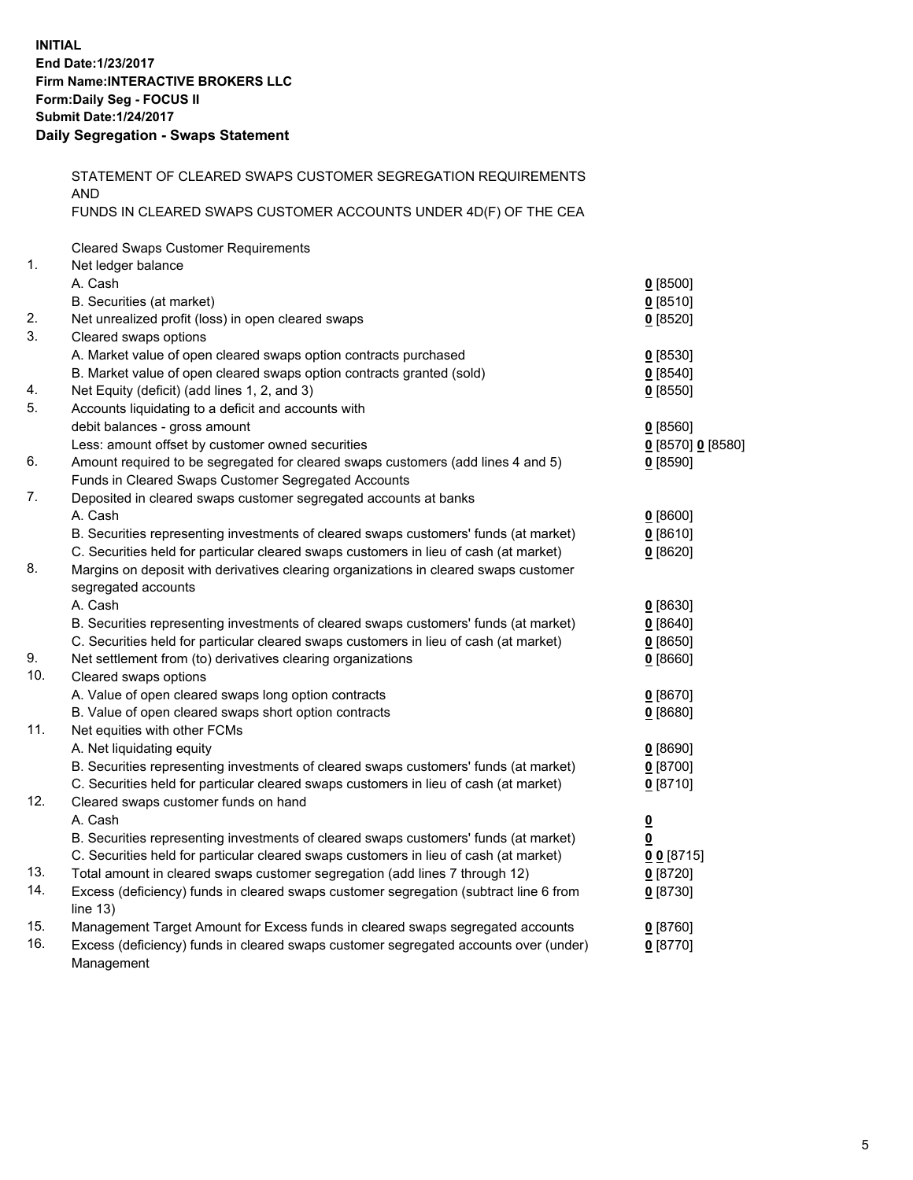**INITIAL**
**End Date:1/23/2017**
**Firm Name:INTERACTIVE BROKERS LLC**
**Form:Daily Seg - FOCUS II**
**Submit Date:1/24/2017**
**Daily Segregation - Swaps Statement**

STATEMENT OF CLEARED SWAPS CUSTOMER SEGREGATION REQUIREMENTS AND FUNDS IN CLEARED SWAPS CUSTOMER ACCOUNTS UNDER 4D(F) OF THE CEA

| | | |
|---|---|---|
| | Cleared Swaps Customer Requirements | |
| 1. | Net ledger balance | |
| | A. Cash | 0 [8500] |
| | B. Securities (at market) | 0 [8510] |
| 2. | Net unrealized profit (loss) in open cleared swaps | 0 [8520] |
| 3. | Cleared swaps options | |
| | A. Market value of open cleared swaps option contracts purchased | 0 [8530] |
| | B. Market value of open cleared swaps option contracts granted (sold) | 0 [8540] |
| 4. | Net Equity (deficit) (add lines 1, 2, and 3) | 0 [8550] |
| 5. | Accounts liquidating to a deficit and accounts with debit balances - gross amount | 0 [8560] |
| | Less: amount offset by customer owned securities | 0 [8570] 0 [8580] |
| 6. | Amount required to be segregated for cleared swaps customers (add lines 4 and 5) | 0 [8590] |
| | Funds in Cleared Swaps Customer Segregated Accounts | |
| 7. | Deposited in cleared swaps customer segregated accounts at banks | |
| | A. Cash | 0 [8600] |
| | B. Securities representing investments of cleared swaps customers' funds (at market) | 0 [8610] |
| | C. Securities held for particular cleared swaps customers in lieu of cash (at market) | 0 [8620] |
| 8. | Margins on deposit with derivatives clearing organizations in cleared swaps customer segregated accounts | |
| | A. Cash | 0 [8630] |
| | B. Securities representing investments of cleared swaps customers' funds (at market) | 0 [8640] |
| | C. Securities held for particular cleared swaps customers in lieu of cash (at market) | 0 [8650] |
| 9. | Net settlement from (to) derivatives clearing organizations | 0 [8660] |
| 10. | Cleared swaps options | |
| | A. Value of open cleared swaps long option contracts | 0 [8670] |
| | B. Value of open cleared swaps short option contracts | 0 [8680] |
| 11. | Net equities with other FCMs | |
| | A. Net liquidating equity | 0 [8690] |
| | B. Securities representing investments of cleared swaps customers' funds (at market) | 0 [8700] |
| | C. Securities held for particular cleared swaps customers in lieu of cash (at market) | 0 [8710] |
| 12. | Cleared swaps customer funds on hand | |
| | A. Cash | 0 |
| | B. Securities representing investments of cleared swaps customers' funds (at market) | 0 |
| | C. Securities held for particular cleared swaps customers in lieu of cash (at market) | 0 0 [8715] |
| 13. | Total amount in cleared swaps customer segregation (add lines 7 through 12) | 0 [8720] |
| 14. | Excess (deficiency) funds in cleared swaps customer segregation (subtract line 6 from line 13) | 0 [8730] |
| 15. | Management Target Amount for Excess funds in cleared swaps segregated accounts | 0 [8760] |
| 16. | Excess (deficiency) funds in cleared swaps customer segregated accounts over (under) Management | 0 [8770] |